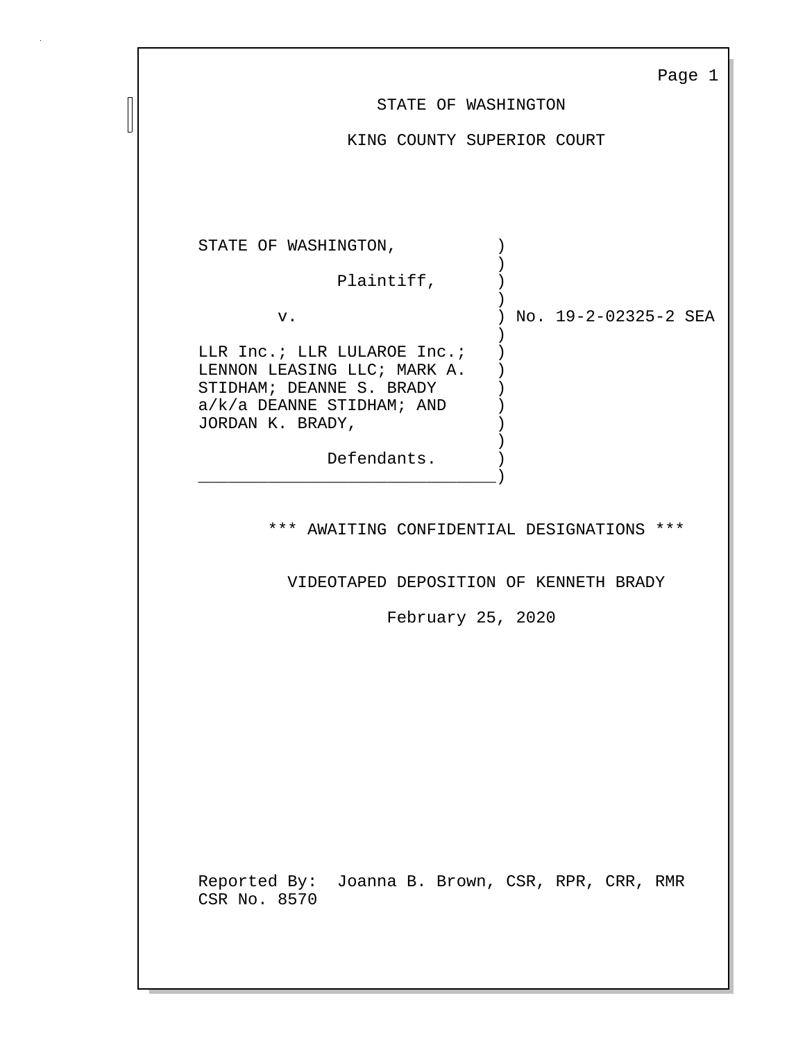STATE OF WASHINGTON

KING COUNTY SUPERIOR COURT

| | | |
|---|---|---|
| STATE OF WASHINGTON,<br><br>Plaintiff,<br><br>v.<br><br>LLR Inc.; LLR LULAROE Inc.; LENNON LEASING LLC; MARK A. STIDHAM; DEANNE S. BRADY a/k/a DEANNE STIDHAM; AND JORDAN K. BRADY,<br><br>Defendants. | ) | No. 19-2-02325-2 SEA |

\*\*\* AWAITING CONFIDENTIAL DESIGNATIONS \*\*\*

VIDEOTAPED DEPOSITION OF KENNETH BRADY

February 25, 2020

Reported By: Joanna B. Brown, CSR, RPR, CRR, RMR
CSR No. 8570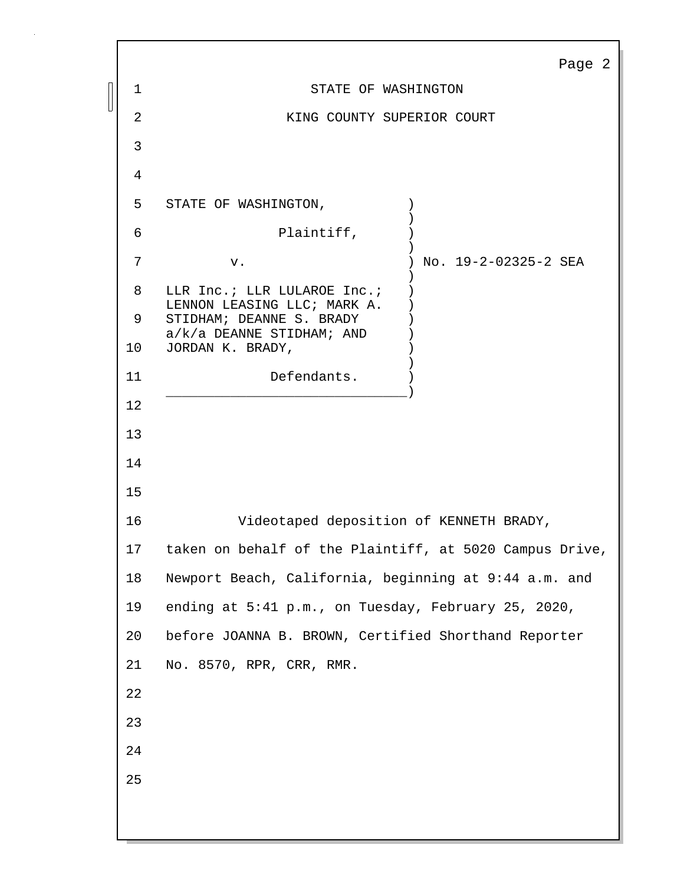STATE OF WASHINGTON

KING COUNTY SUPERIOR COURT

STATE OF WASHINGTON,

Plaintiff,

v.

LLR Inc.; LLR LULAROE Inc.; LENNON LEASING LLC; MARK A. STIDHAM; DEANNE S. BRADY a/k/a DEANNE STIDHAM; AND JORDAN K. BRADY,

Defendants.

No. 19-2-02325-2 SEA

Videotaped deposition of KENNETH BRADY, taken on behalf of the Plaintiff, at 5020 Campus Drive, Newport Beach, California, beginning at 9:44 a.m. and ending at 5:41 p.m., on Tuesday, February 25, 2020, before JOANNA B. BROWN, Certified Shorthand Reporter No. 8570, RPR, CRR, RMR.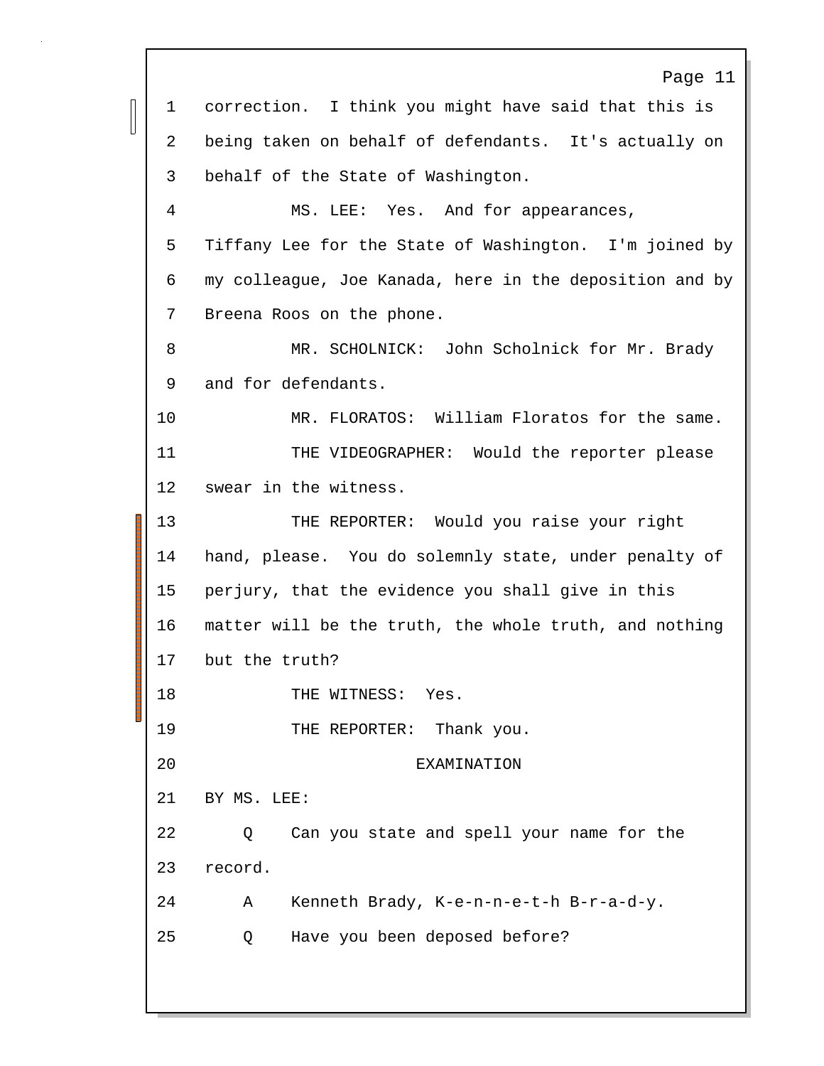1 correction. I think you might have said that this is

2 being taken on behalf of defendants. It's actually on

3 behalf of the State of Washington.

4 MS. LEE: Yes. And for appearances,

5 Tiffany Lee for the State of Washington. I'm joined by

6 my colleague, Joe Kanada, here in the deposition and by

7 Breena Roos on the phone.

8 MR. SCHOLNICK: John Scholnick for Mr. Brady

9 and for defendants.

10 MR. FLORATOS: William Floratos for the same.

11 THE VIDEOGRAPHER: Would the reporter please

12 swear in the witness.

13 THE REPORTER: Would you raise your right

14 hand, please. You do solemnly state, under penalty of

15 perjury, that the evidence you shall give in this

16 matter will be the truth, the whole truth, and nothing

17 but the truth?

18 THE WITNESS: Yes.

19 THE REPORTER: Thank you.

20 EXAMINATION

21 BY MS. LEE:

22 Q Can you state and spell your name for the

23 record.

24 A Kenneth Brady, K-e-n-n-e-t-h B-r-a-d-y.

25 Q Have you been deposed before?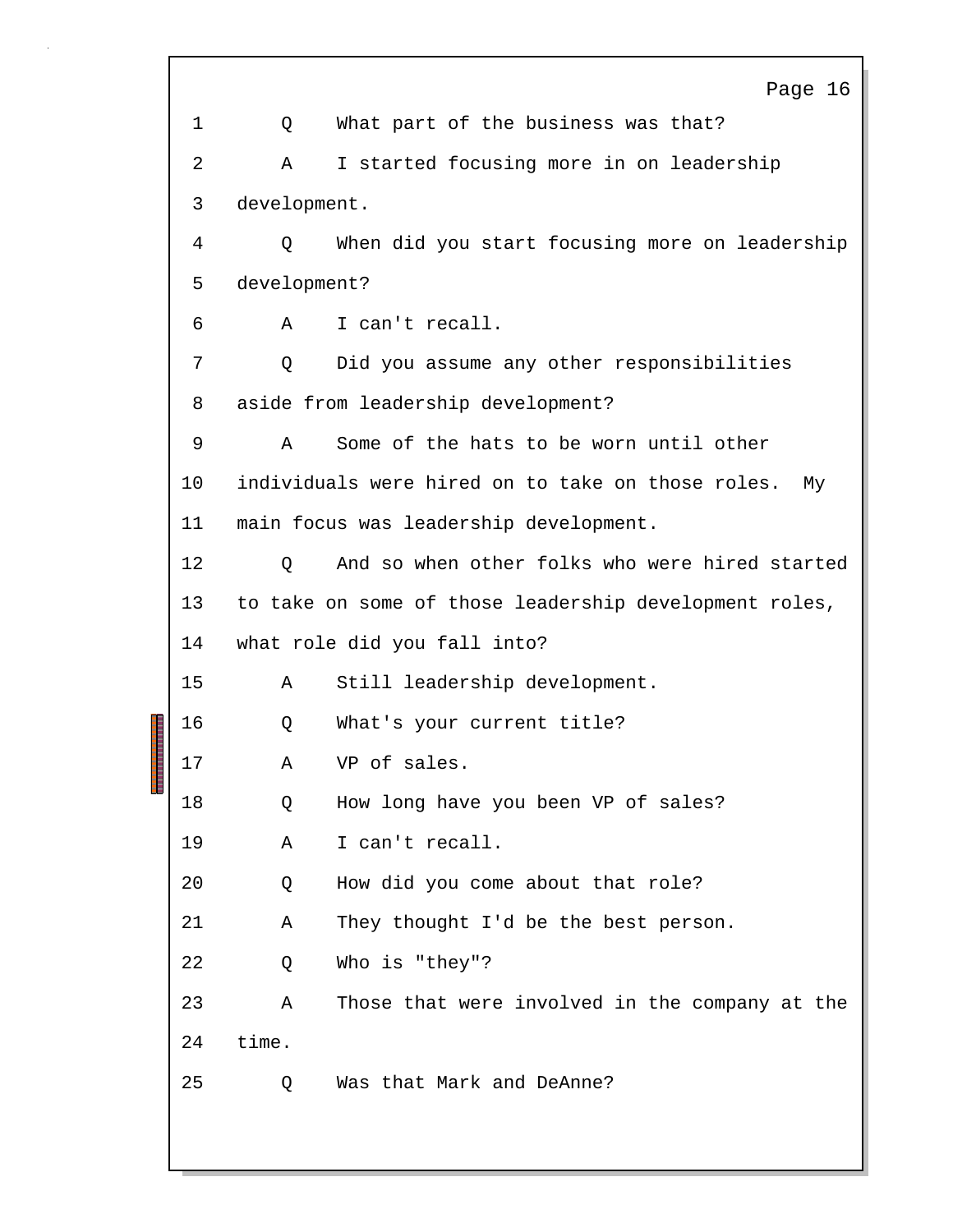1 Q What part of the business was that?

2 A I started focusing more in on leadership

3 development.

4 Q When did you start focusing more on leadership

5 development?

6 A I can't recall.

7 Q Did you assume any other responsibilities

8 aside from leadership development?

9 A Some of the hats to be worn until other

10 individuals were hired on to take on those roles. My

11 main focus was leadership development.

12 Q And so when other folks who were hired started

13 to take on some of those leadership development roles,

14 what role did you fall into?

15 A Still leadership development.

16 Q What's your current title?

17 A VP of sales.

18 Q How long have you been VP of sales?

19 A I can't recall.

20 Q How did you come about that role?

21 A They thought I'd be the best person.

22 Q Who is "they"?

23 A Those that were involved in the company at the

24 time.

25 Q Was that Mark and DeAnne?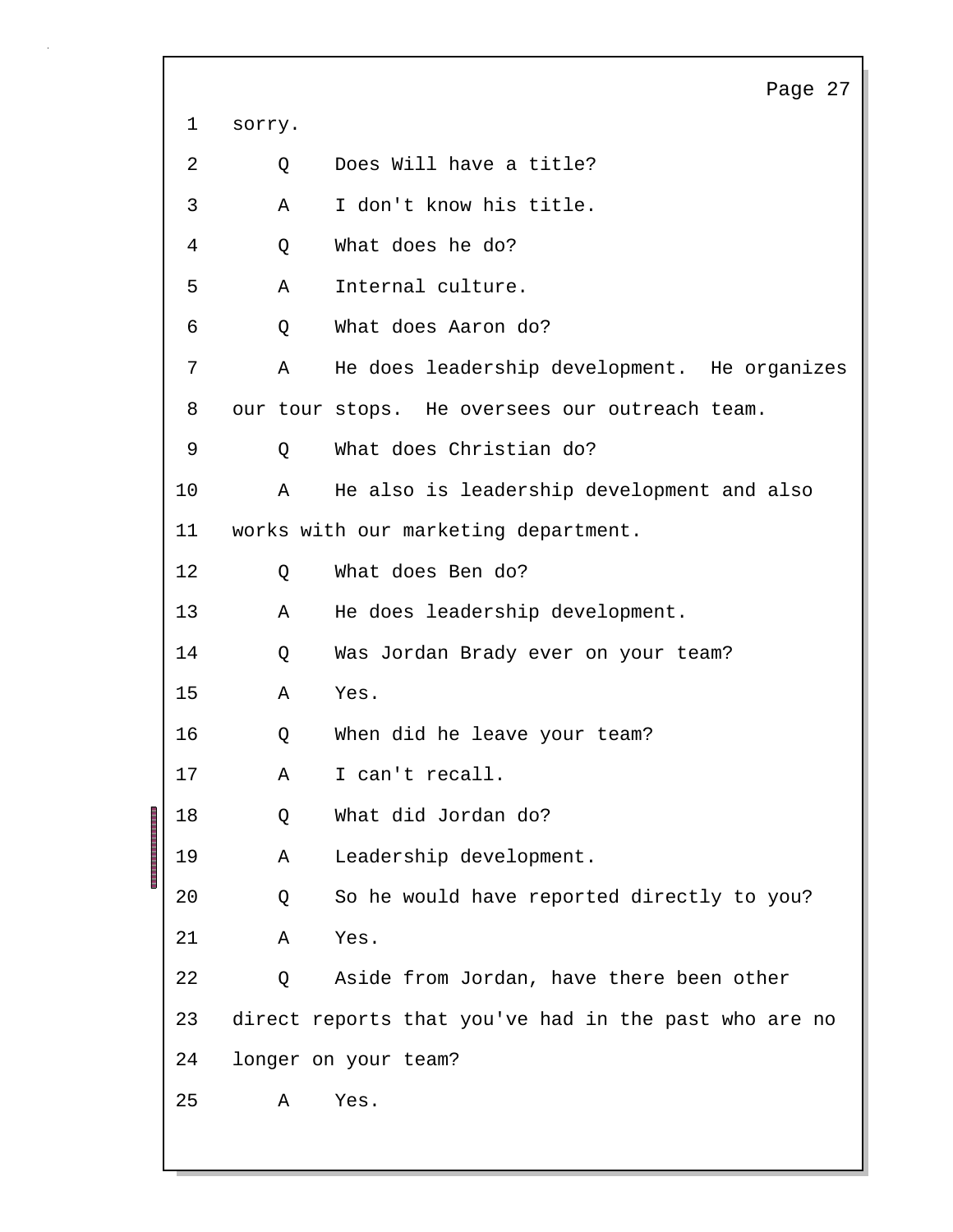1 sorry.

2 Q Does Will have a title?

3 A I don't know his title.

4 Q What does he do?

5 A Internal culture.

6 Q What does Aaron do?

7 A He does leadership development. He organizes

8 our tour stops. He oversees our outreach team.

9 Q What does Christian do?

10 A He also is leadership development and also

11 works with our marketing department.

12 Q What does Ben do?

13 A He does leadership development.

14 Q Was Jordan Brady ever on your team?

15 A Yes.

16 Q When did he leave your team?

17 A I can't recall.

18 Q What did Jordan do?

19 A Leadership development.

20 Q So he would have reported directly to you?

21 A Yes.

22 Q Aside from Jordan, have there been other

23 direct reports that you've had in the past who are no

24 longer on your team?

25 A Yes.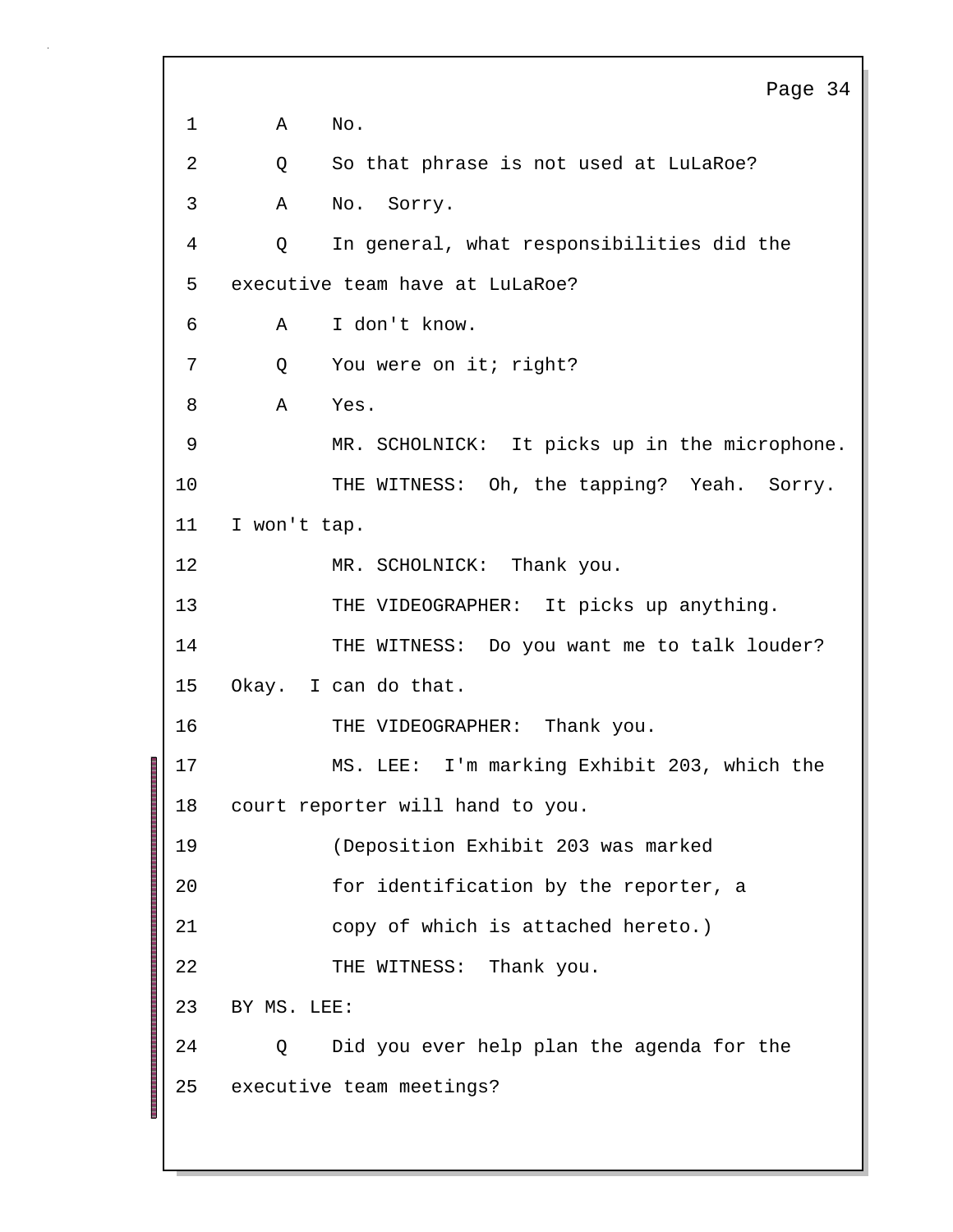1 A No.

2 Q So that phrase is not used at LuLaRoe?

3 A No. Sorry.

4 Q In general, what responsibilities did the

5 executive team have at LuLaRoe?

6 A I don't know.

7 Q You were on it; right?

8 A Yes.

9 MR. SCHOLNICK: It picks up in the microphone.

10 THE WITNESS: Oh, the tapping? Yeah. Sorry.

11 I won't tap.

12 MR. SCHOLNICK: Thank you.

13 THE VIDEOGRAPHER: It picks up anything.

14 THE WITNESS: Do you want me to talk louder?

15 Okay. I can do that.

16 THE VIDEOGRAPHER: Thank you.

17 MS. LEE: I'm marking Exhibit 203, which the

18 court reporter will hand to you.

19 (Deposition Exhibit 203 was marked

20 for identification by the reporter, a

21 copy of which is attached hereto.)

22 THE WITNESS: Thank you.

23 BY MS. LEE:

24 Q Did you ever help plan the agenda for the

25 executive team meetings?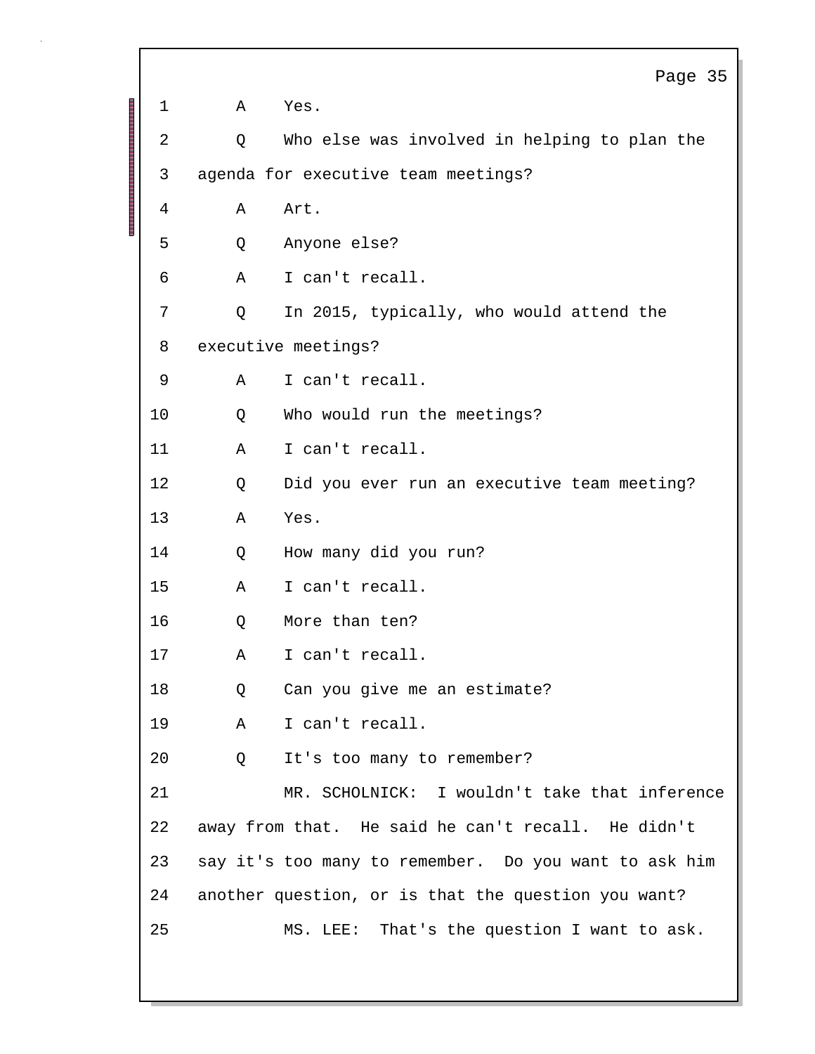1 A Yes.

2 Q Who else was involved in helping to plan the

3 agenda for executive team meetings?

4 A Art.

5 Q Anyone else?

6 A I can't recall.

7 Q In 2015, typically, who would attend the

8 executive meetings?

9 A I can't recall.

10 Q Who would run the meetings?

11 A I can't recall.

12 Q Did you ever run an executive team meeting?

13 A Yes.

14 Q How many did you run?

15 A I can't recall.

16 Q More than ten?

17 A I can't recall.

18 Q Can you give me an estimate?

19 A I can't recall.

20 Q It's too many to remember?

21 MR. SCHOLNICK: I wouldn't take that inference

22 away from that. He said he can't recall. He didn't

23 say it's too many to remember. Do you want to ask him

24 another question, or is that the question you want?

25 MS. LEE: That's the question I want to ask.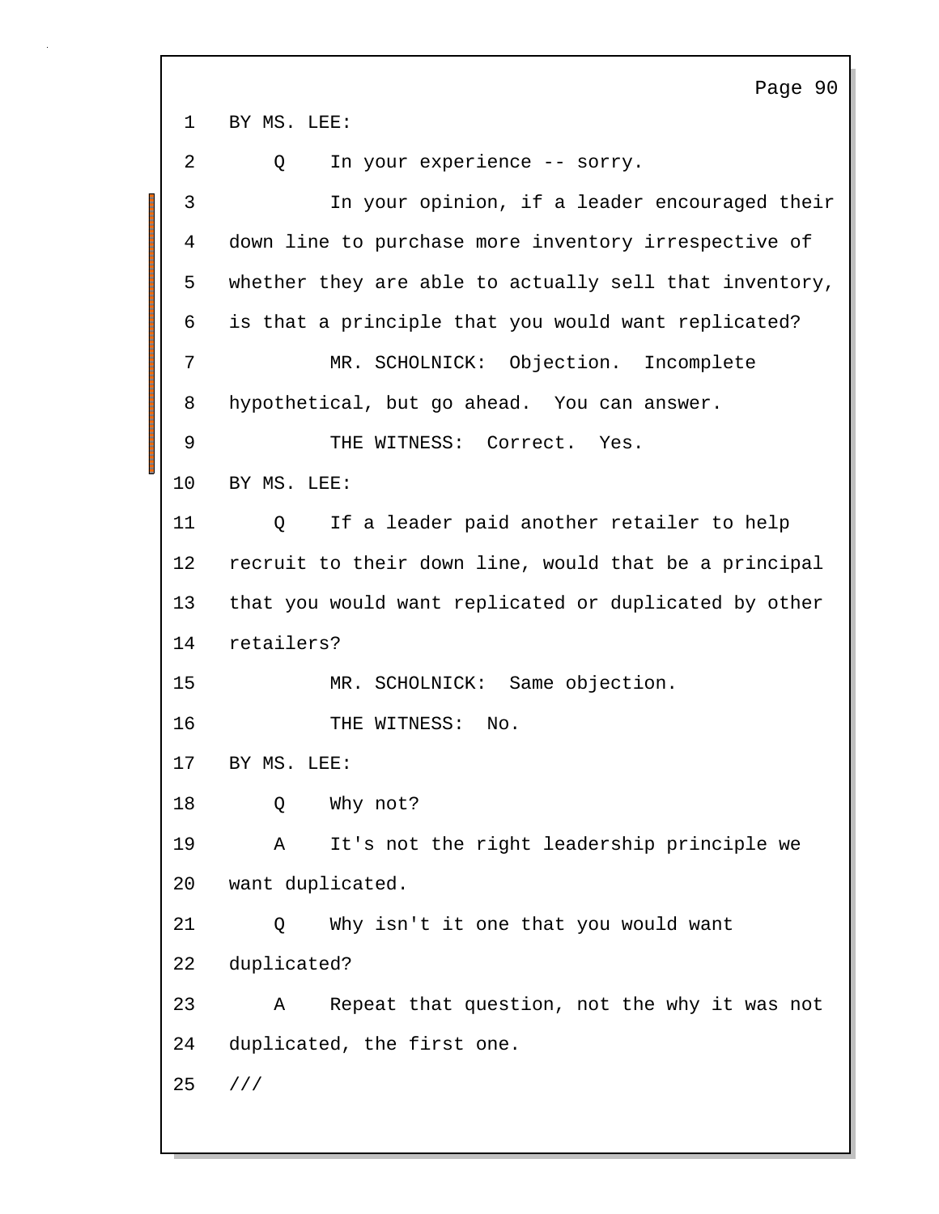BY MS. LEE:

Q In your experience -- sorry.

In your opinion, if a leader encouraged their down line to purchase more inventory irrespective of whether they are able to actually sell that inventory, is that a principle that you would want replicated?

MR. SCHOLNICK: Objection. Incomplete hypothetical, but go ahead. You can answer.

THE WITNESS: Correct. Yes.

BY MS. LEE:

Q If a leader paid another retailer to help recruit to their down line, would that be a principal that you would want replicated or duplicated by other retailers?

MR. SCHOLNICK: Same objection.

THE WITNESS: No.

BY MS. LEE:

Q Why not?

A It's not the right leadership principle we want duplicated.

Q Why isn't it one that you would want duplicated?

A Repeat that question, not the why it was not duplicated, the first one.

///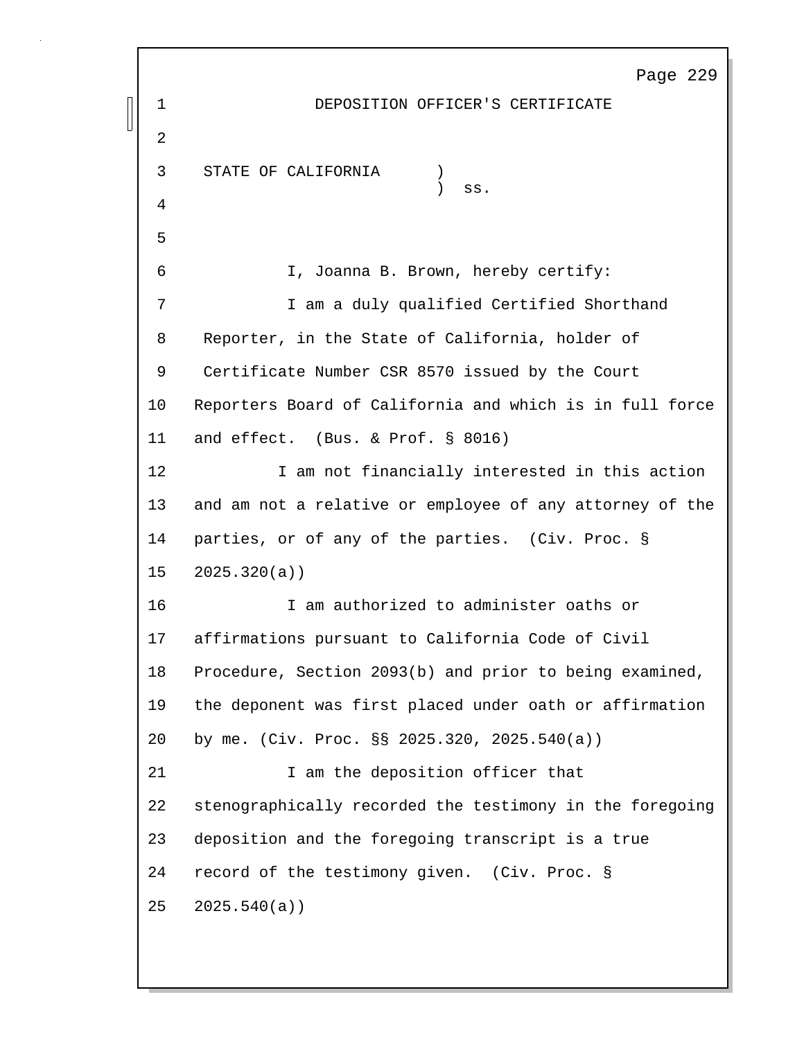# DEPOSITION OFFICER'S CERTIFICATE

STATE OF CALIFORNIA )
) ss.

I, Joanna B. Brown, hereby certify:

I am a duly qualified Certified Shorthand Reporter, in the State of California, holder of Certificate Number CSR 8570 issued by the Court Reporters Board of California and which is in full force and effect. (Bus. & Prof. § 8016)

I am not financially interested in this action and am not a relative or employee of any attorney of the parties, or of any of the parties. (Civ. Proc. § 2025.320(a))

I am authorized to administer oaths or affirmations pursuant to California Code of Civil Procedure, Section 2093(b) and prior to being examined, the deponent was first placed under oath or affirmation by me. (Civ. Proc. §§ 2025.320, 2025.540(a))

I am the deposition officer that stenographically recorded the testimony in the foregoing deposition and the foregoing transcript is a true record of the testimony given. (Civ. Proc. § 2025.540(a))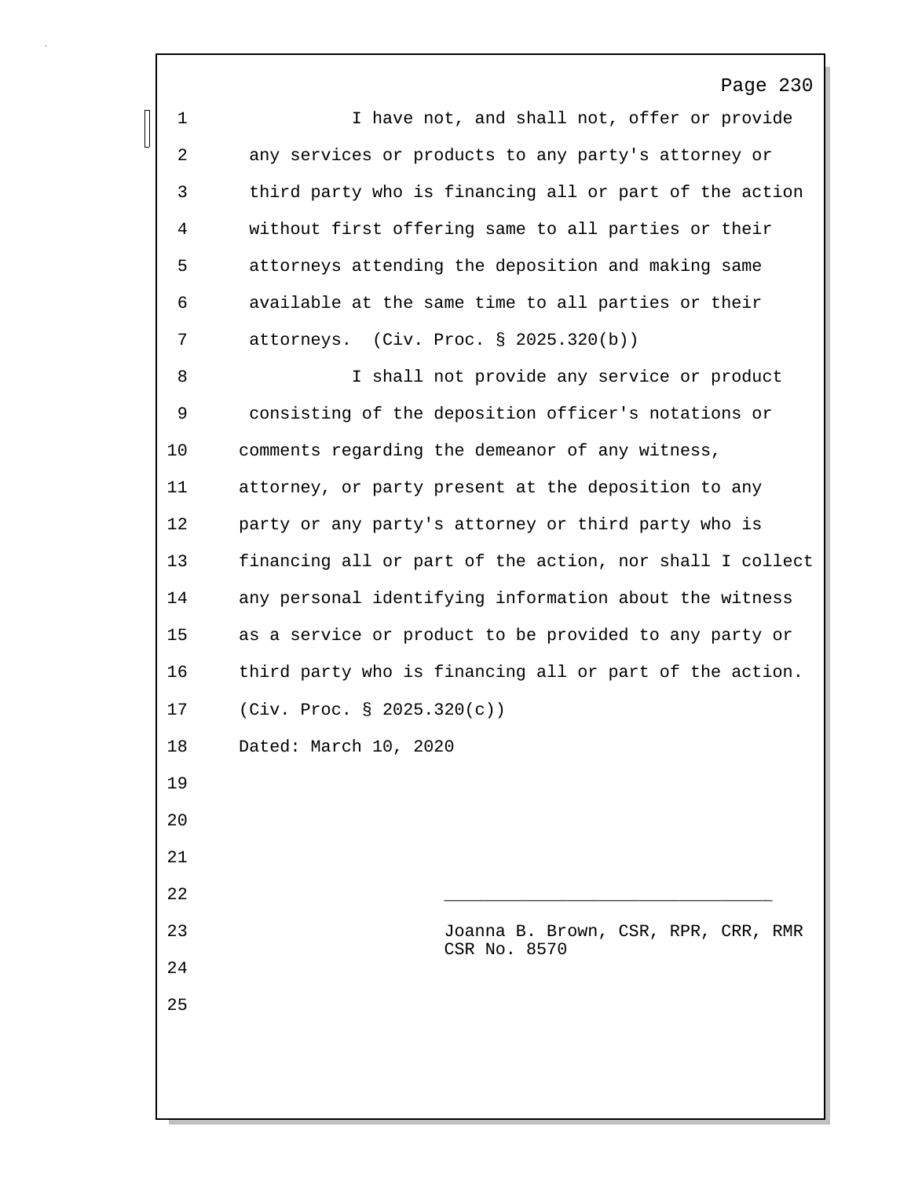I have not, and shall not, offer or provide any services or products to any party's attorney or third party who is financing all or part of the action without first offering same to all parties or their attorneys attending the deposition and making same available at the same time to all parties or their attorneys. (Civ. Proc. § 2025.320(b))

I shall not provide any service or product consisting of the deposition officer's notations or comments regarding the demeanor of any witness, attorney, or party present at the deposition to any party or any party's attorney or third party who is financing all or part of the action, nor shall I collect any personal identifying information about the witness as a service or product to be provided to any party or third party who is financing all or part of the action. (Civ. Proc. § 2025.320(c))

Dated: March 10, 2020

\_\_\_\_\_\_\_\_\_\_\_\_\_\_\_\_\_\_\_\_\_\_\_\_\_\_\_\_\_\_\_\_

Joanna B. Brown, CSR, RPR, CRR, RMR
CSR No. 8570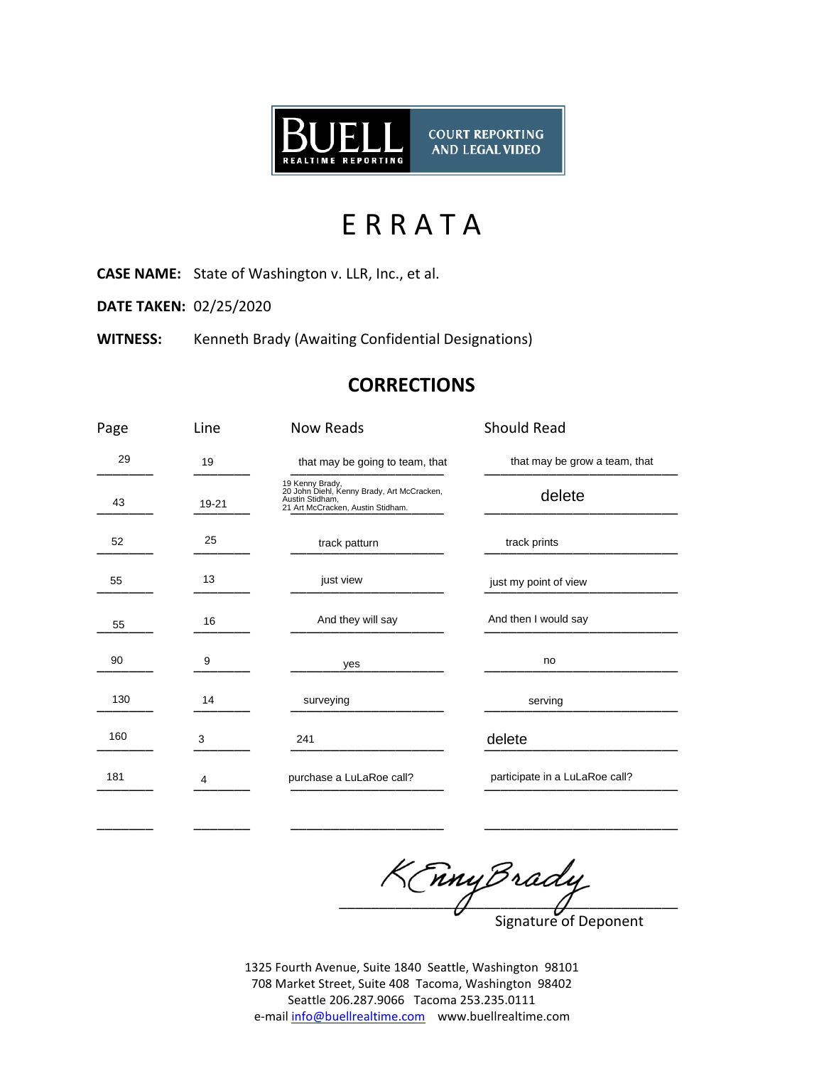BUELL REALTIME REPORTING | COURT REPORTING AND LEGAL VIDEO

# E R R A T A

**CASE NAME:** State of Washington v. LLR, Inc., et al.

**DATE TAKEN:** 02/25/2020

**WITNESS:** Kenneth Brady (Awaiting Confidential Designations)

## CORRECTIONS

| Page | Line | Now Reads | Should Read |
|---|---|---|---|
| 29 | 19 | that may be going to team, that | that may be grow a team, that |
| 43 | 19-21 | 19 Kenny Brady, 20 John Diehl, Kenny Brady, Art McCracken, Austin Stidham, 21 Art McCracken, Austin Stidham. | delete |
| 52 | 25 | track patturn | track prints |
| 55 | 13 | just view | just my point of view |
| 55 | 16 | And they will say | And then I would say |
| 90 | 9 | yes | no |
| 130 | 14 | surveying | serving |
| 160 | 3 | 241 | delete |
| 181 | 4 | purchase a LuLaRoe call? | participate in a LuLaRoe call? |
| | | | |

KEnny Brady

Signature of Deponent

1325 Fourth Avenue, Suite 1840 Seattle, Washington 98101
708 Market Street, Suite 408 Tacoma, Washington 98402
Seattle 206.287.9066 Tacoma 253.235.0111
e-mail info@buellrealtime.com www.buellrealtime.com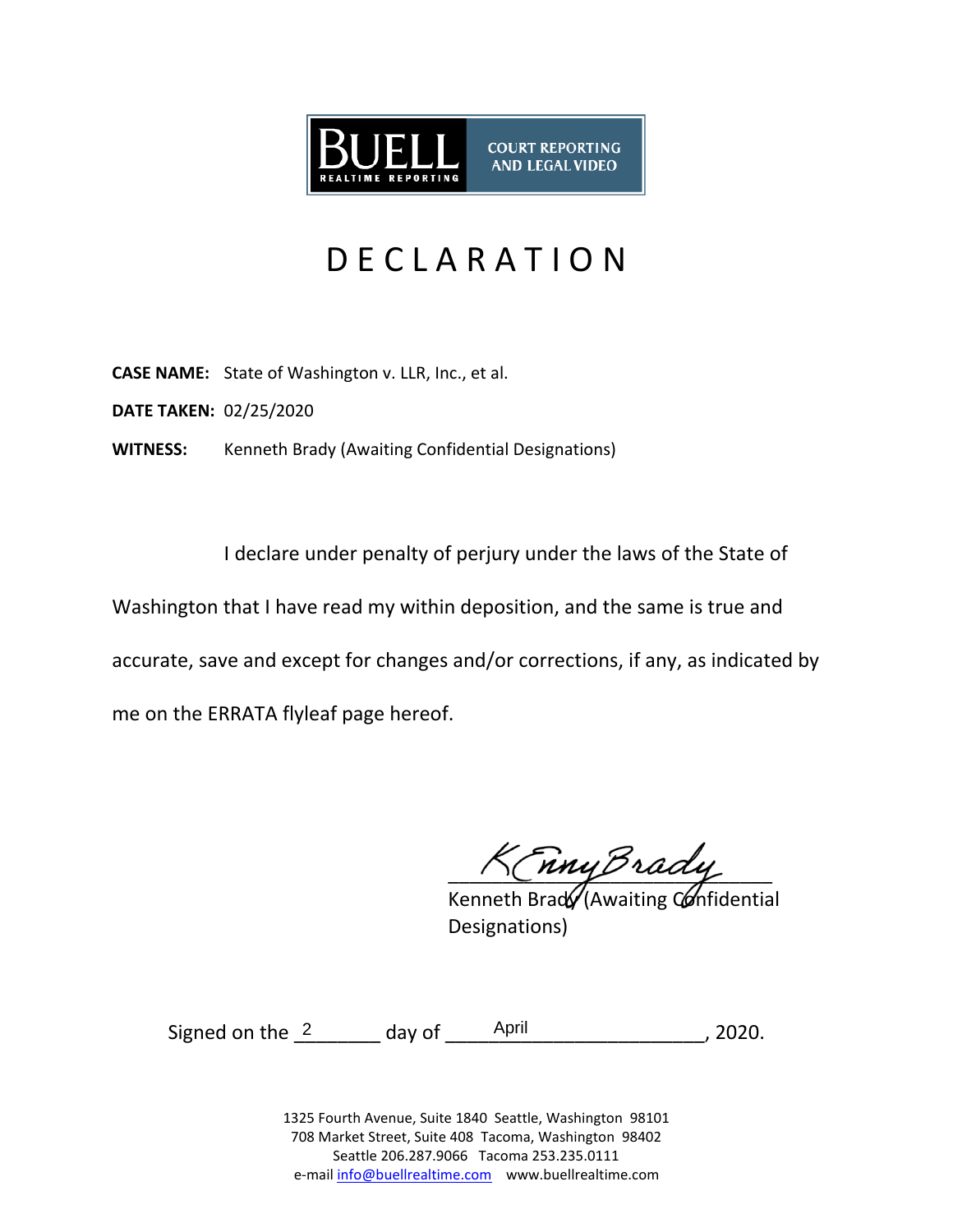BUELL REALTIME REPORTING

COURT REPORTING AND LEGAL VIDEO

# DECLARATION

**CASE NAME:** State of Washington v. LLR, Inc., et al.

**DATE TAKEN:** 02/25/2020

**WITNESS:** Kenneth Brady (Awaiting Confidential Designations)

I declare under penalty of perjury under the laws of the State of Washington that I have read my within deposition, and the same is true and accurate, save and except for changes and/or corrections, if any, as indicated by me on the ERRATA flyleaf page hereof.

KEnny Brady

Kenneth Brady (Awaiting Confidential Designations)

Signed on the 2 day of April, 2020.

1325 Fourth Avenue, Suite 1840 Seattle, Washington 98101
708 Market Street, Suite 408 Tacoma, Washington 98402
Seattle 206.287.9066 Tacoma 253.235.0111
e-mail info@buellrealtime.com www.buellrealtime.com